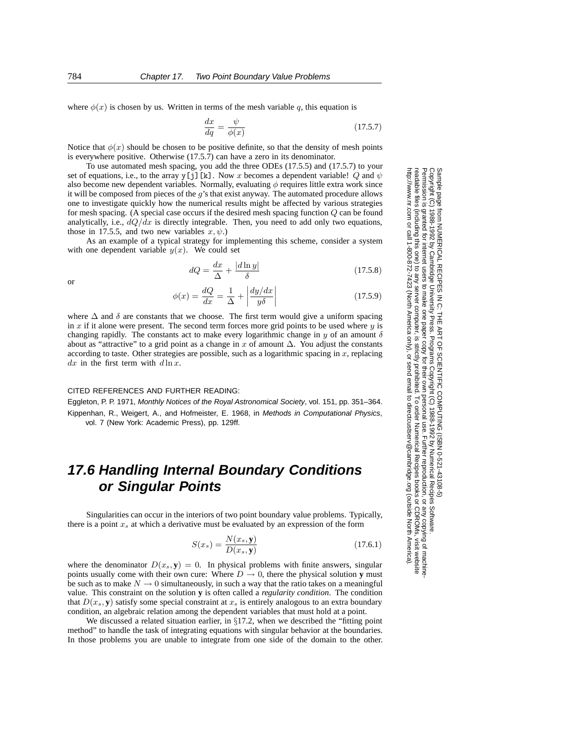where $\phi(x)$ is chosen by us. Written in terms of the mesh variable $q$, this equation is

$$\frac{dx}{dq} = \frac{\psi}{\phi(x)} \tag{17.5.7}$$

Notice that $\phi(x)$ should be chosen to be positive definite, so that the density of mesh points is everywhere positive. Otherwise (17.5.7) can have a zero in its denominator.

To use automated mesh spacing, you add the three ODEs (17.5.5) and (17.5.7) to your set of equations, i.e., to the array `y[j][k]`. Now $x$ becomes a dependent variable! $Q$ and $\psi$ also become new dependent variables. Normally, evaluating $\phi$ requires little extra work since it will be composed from pieces of the $g$'s that exist anyway. The automated procedure allows one to investigate quickly how the numerical results might be affected by various strategies for mesh spacing. (A special case occurs if the desired mesh spacing function $Q$ can be found analytically, i.e., $dQ/dx$ is directly integrable. Then, you need to add only two equations, those in 17.5.5, and two new variables $x, \psi$.)

As an example of a typical strategy for implementing this scheme, consider a system with one dependent variable $y(x)$. We could set

$$dQ = \frac{dx}{\Delta} + \frac{|d \ln y|}{\delta} \tag{17.5.8}$$

or

$$\phi(x) = \frac{dQ}{dx} = \frac{1}{\Delta} + \left| \frac{dy/dx}{y\delta} \right| \tag{17.5.9}$$

where $\Delta$ and $\delta$ are constants that we choose. The first term would give a uniform spacing in $x$ if it alone were present. The second term forces more grid points to be used where $y$ is changing rapidly. The constants act to make every logarithmic change in $y$ of an amount $\delta$ about as "attractive" to a grid point as a change in $x$ of amount $\Delta$. You adjust the constants according to taste. Other strategies are possible, such as a logarithmic spacing in $x$, replacing $dx$ in the first term with $d \ln x$.

CITED REFERENCES AND FURTHER READING:

Eggleton, P. P. 1971, *Monthly Notices of the Royal Astronomical Society*, vol. 151, pp. 351–364.

Kippenhan, R., Weigert, A., and Hofmeister, E. 1968, in *Methods in Computational Physics*, vol. 7 (New York: Academic Press), pp. 129ff.

## 17.6 Handling Internal Boundary Conditions or Singular Points

Singularities can occur in the interiors of two point boundary value problems. Typically, there is a point $x_s$ at which a derivative must be evaluated by an expression of the form

$$S(x_s) = \frac{N(x_s, \mathbf{y})}{D(x_s, \mathbf{y})} \tag{17.6.1}$$

where the denominator $D(x_s, \mathbf{y}) = 0$. In physical problems with finite answers, singular points usually come with their own cure: Where $D \to 0$, there the physical solution $\mathbf{y}$ must be such as to make $N \to 0$ simultaneously, in such a way that the ratio takes on a meaningful value. This constraint on the solution $\mathbf{y}$ is often called a *regularity condition*. The condition that $D(x_s, \mathbf{y})$ satisfy some special constraint at $x_s$ is entirely analogous to an extra boundary condition, an algebraic relation among the dependent variables that must hold at a point.

We discussed a related situation earlier, in §17.2, when we described the "fitting point method" to handle the task of integrating equations with singular behavior at the boundaries. In those problems you are unable to integrate from one side of the domain to the other.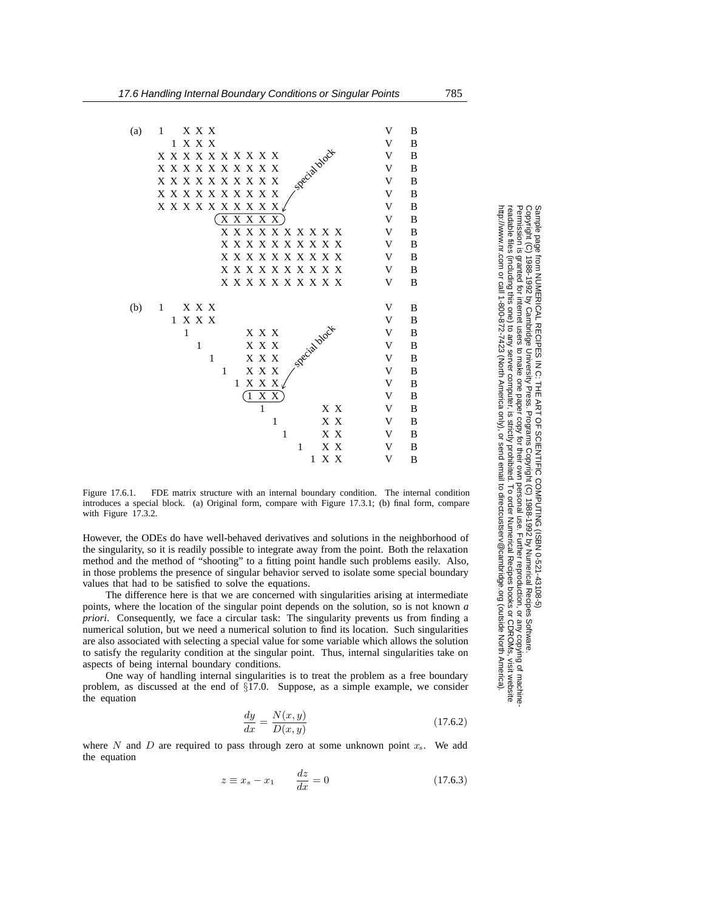(a)

```
1   X X X                                   V   B
  1 X X X                                   V   B
X X X X X X X X X X                         V   B
X X X X X X X X X X                         V   B
X X X X X X X X X X       special block     V   B
X X X X X X X X X X                         V   B
X X X X X X X X X X                         V   B
          (X X X X X)                       V   B
          X X X X X X X X X X               V   B
          X X X X X X X X X X               V   B
          X X X X X X X X X X               V   B
          X X X X X X X X X X               V   B
          X X X X X X X X X X               V   B
```

(b)

```
1   X X X                                   V   B
  1 X X X                                   V   B
    1         X X X                         V   B
      1       X X X                         V   B
        1     X X X     special block       V   B
          1   X X X                         V   B
            1 X X X                         V   B
             (1 X X)                        V   B
                1           X X             V   B
                  1         X X             V   B
                    1       X X             V   B
                      1     X X             V   B
                        1   X X             V   B
```

Figure 17.6.1. FDE matrix structure with an internal boundary condition. The internal condition introduces a special block. (a) Original form, compare with Figure 17.3.1; (b) final form, compare with Figure 17.3.2.

However, the ODEs do have well-behaved derivatives and solutions in the neighborhood of the singularity, so it is readily possible to integrate away from the point. Both the relaxation method and the method of "shooting" to a fitting point handle such problems easily. Also, in those problems the presence of singular behavior served to isolate some special boundary values that had to be satisfied to solve the equations.

The difference here is that we are concerned with singularities arising at intermediate points, where the location of the singular point depends on the solution, so is not known *a priori*. Consequently, we face a circular task: The singularity prevents us from finding a numerical solution, but we need a numerical solution to find its location. Such singularities are also associated with selecting a special value for some variable which allows the solution to satisfy the regularity condition at the singular point. Thus, internal singularities take on aspects of being internal boundary conditions.

One way of handling internal singularities is to treat the problem as a free boundary problem, as discussed at the end of §17.0. Suppose, as a simple example, we consider the equation

$$\frac{dy}{dx} = \frac{N(x,y)}{D(x,y)} \tag{17.6.2}$$

where $N$ and $D$ are required to pass through zero at some unknown point $x_s$. We add the equation

$$z \equiv x_s - x_1 \qquad \frac{dz}{dx} = 0 \tag{17.6.3}$$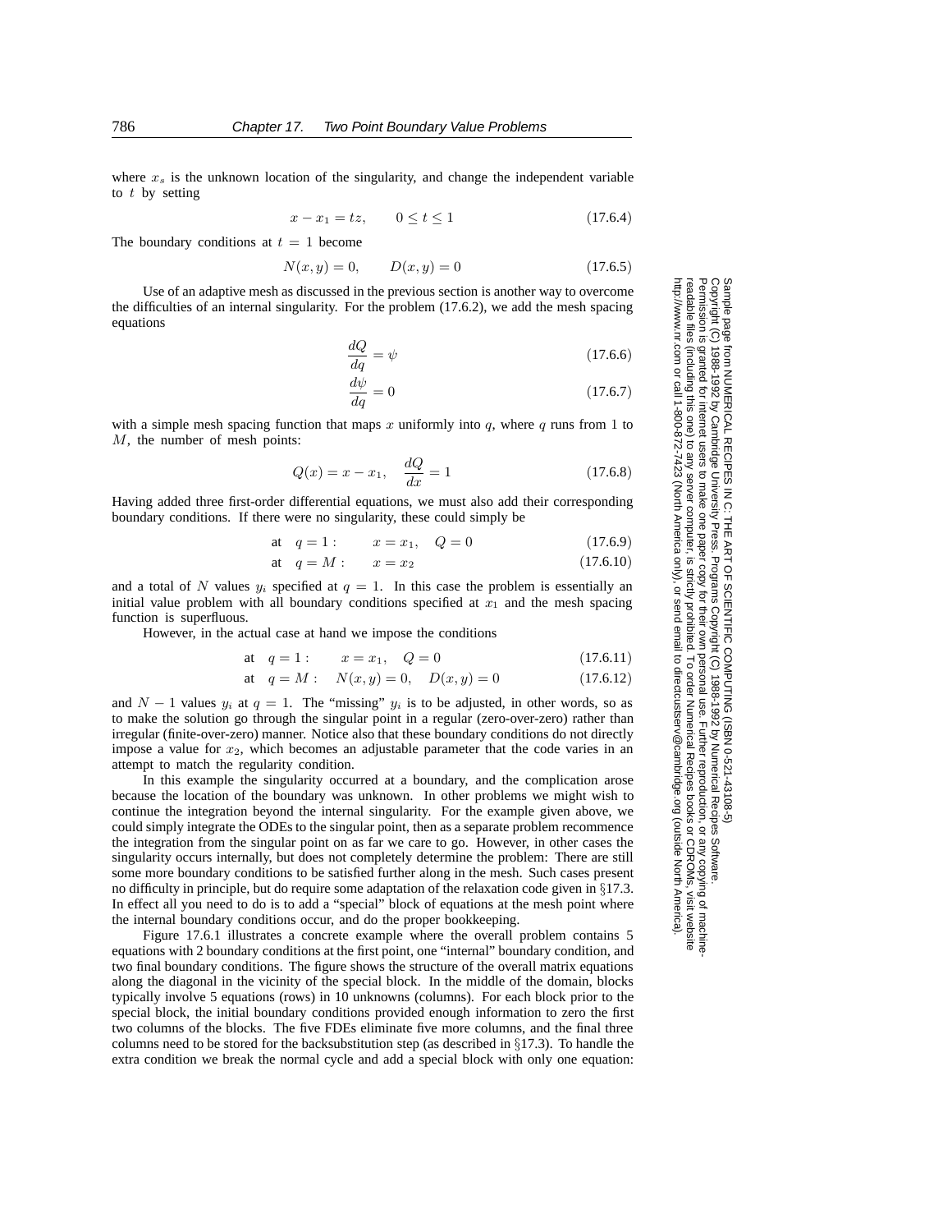where $x_s$ is the unknown location of the singularity, and change the independent variable to $t$ by setting

$$x - x_1 = tz, \qquad 0 \le t \le 1 \tag{17.6.4}$$

The boundary conditions at $t = 1$ become

$$N(x, y) = 0, \qquad D(x, y) = 0 \tag{17.6.5}$$

Use of an adaptive mesh as discussed in the previous section is another way to overcome the difficulties of an internal singularity. For the problem (17.6.2), we add the mesh spacing equations

$$\frac{dQ}{dq} = \psi \tag{17.6.6}$$

$$\frac{d\psi}{dq} = 0 \tag{17.6.7}$$

with a simple mesh spacing function that maps $x$ uniformly into $q$, where $q$ runs from 1 to $M$, the number of mesh points:

$$Q(x) = x - x_1, \quad \frac{dQ}{dx} = 1 \tag{17.6.8}$$

Having added three first-order differential equations, we must also add their corresponding boundary conditions. If there were no singularity, these could simply be

$$\text{at} \quad q = 1: \qquad x = x_1, \quad Q = 0 \tag{17.6.9}$$

$$\text{at} \quad q = M: \qquad x = x_2 \tag{17.6.10}$$

and a total of $N$ values $y_i$ specified at $q = 1$. In this case the problem is essentially an initial value problem with all boundary conditions specified at $x_1$ and the mesh spacing function is superfluous.

However, in the actual case at hand we impose the conditions

$$\text{at} \quad q = 1: \qquad x = x_1, \quad Q = 0 \tag{17.6.11}$$

$$\text{at} \quad q = M: \quad N(x, y) = 0, \quad D(x, y) = 0 \tag{17.6.12}$$

and $N - 1$ values $y_i$ at $q = 1$. The "missing" $y_i$ is to be adjusted, in other words, so as to make the solution go through the singular point in a regular (zero-over-zero) rather than irregular (finite-over-zero) manner. Notice also that these boundary conditions do not directly impose a value for $x_2$, which becomes an adjustable parameter that the code varies in an attempt to match the regularity condition.

In this example the singularity occurred at a boundary, and the complication arose because the location of the boundary was unknown. In other problems we might wish to continue the integration beyond the internal singularity. For the example given above, we could simply integrate the ODEs to the singular point, then as a separate problem recommence the integration from the singular point on as far we care to go. However, in other cases the singularity occurs internally, but does not completely determine the problem: There are still some more boundary conditions to be satisfied further along in the mesh. Such cases present no difficulty in principle, but do require some adaptation of the relaxation code given in §17.3. In effect all you need to do is to add a "special" block of equations at the mesh point where the internal boundary conditions occur, and do the proper bookkeeping.

Figure 17.6.1 illustrates a concrete example where the overall problem contains 5 equations with 2 boundary conditions at the first point, one "internal" boundary condition, and two final boundary conditions. The figure shows the structure of the overall matrix equations along the diagonal in the vicinity of the special block. In the middle of the domain, blocks typically involve 5 equations (rows) in 10 unknowns (columns). For each block prior to the special block, the initial boundary conditions provided enough information to zero the first two columns of the blocks. The five FDEs eliminate five more columns, and the final three columns need to be stored for the backsubstitution step (as described in §17.3). To handle the extra condition we break the normal cycle and add a special block with only one equation: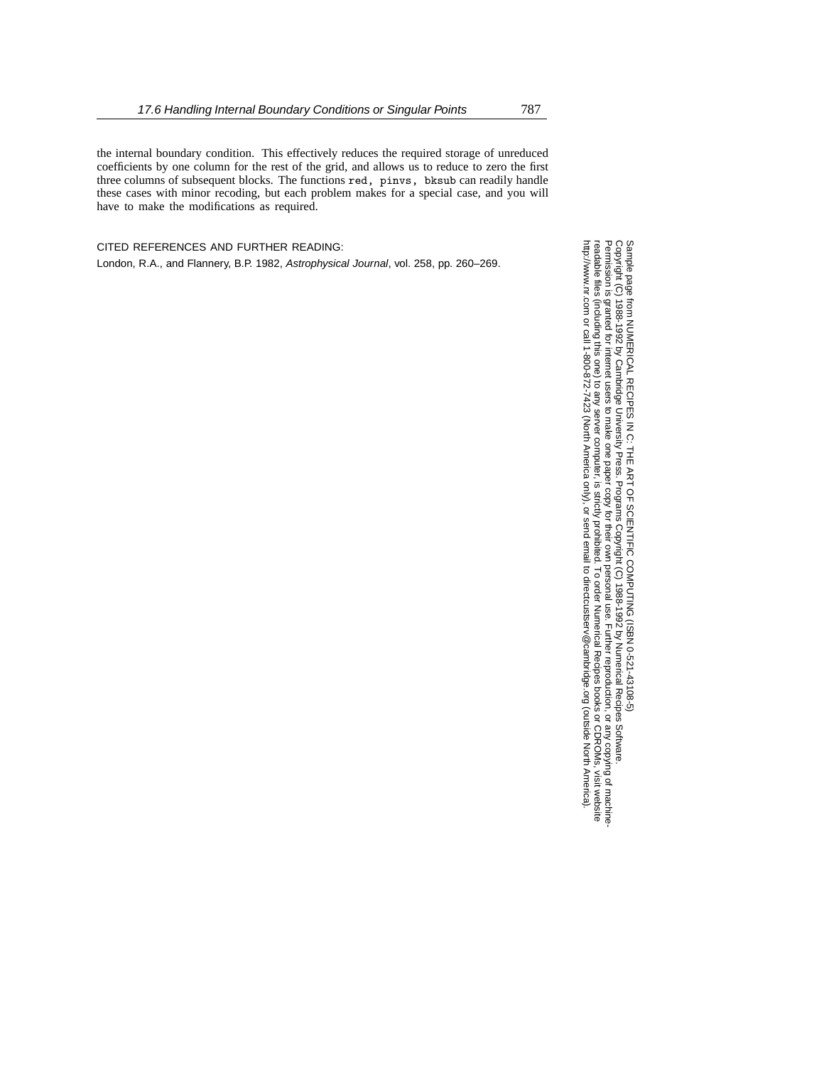the internal boundary condition. This effectively reduces the required storage of unreduced coefficients by one column for the rest of the grid, and allows us to reduce to zero the first three columns of subsequent blocks. The functions `red`, `pinvs`, `bksub` can readily handle these cases with minor recoding, but each problem makes for a special case, and you will have to make the modifications as required.

CITED REFERENCES AND FURTHER READING:

London, R.A., and Flannery, B.P. 1982, *Astrophysical Journal*, vol. 258, pp. 260–269.